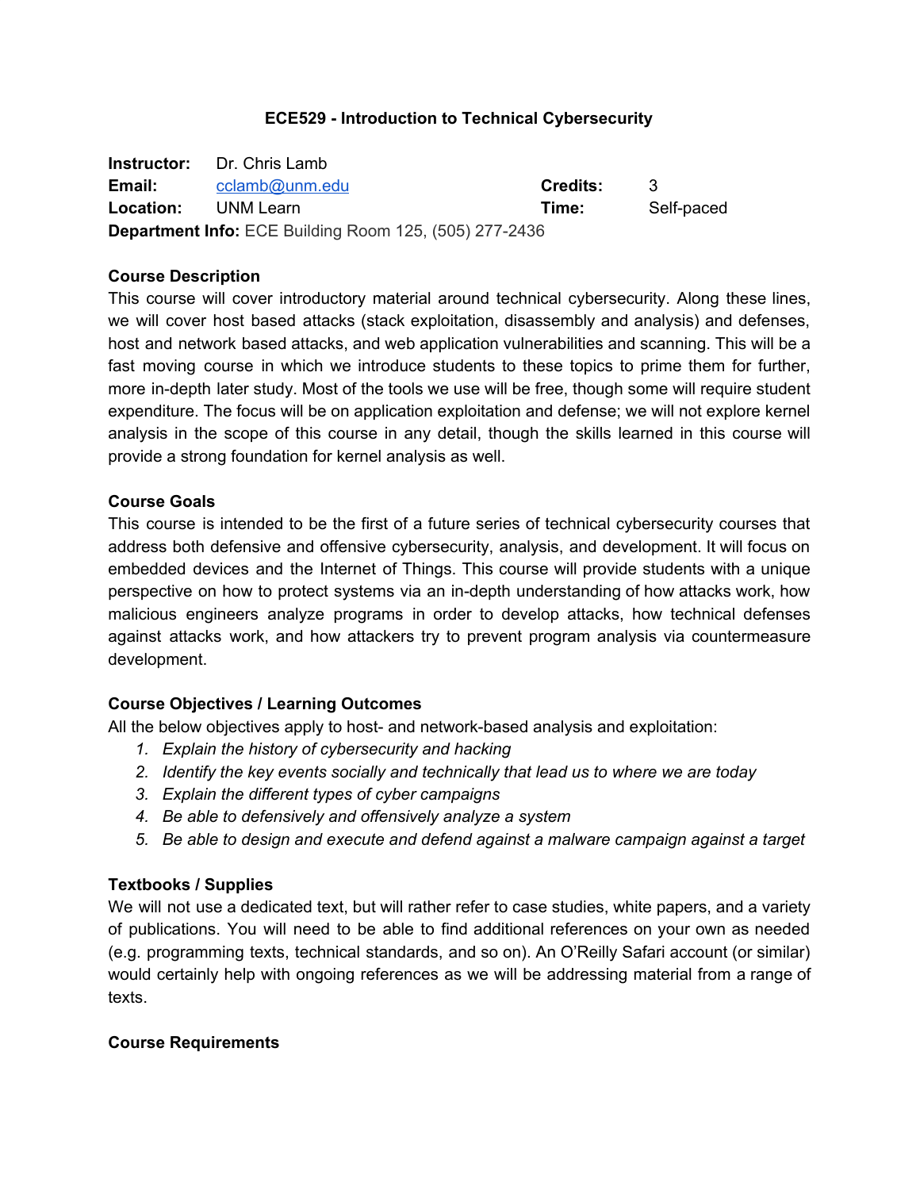# ECE529 - Introduction to Technical Cybersecurity

| | | | |
|---|---|---|---|
| **Instructor:** | Dr. Chris Lamb | | |
| **Email:** | cclamb@unm.edu | **Credits:** | 3 |
| **Location:** | UNM Learn | **Time:** | Self-paced |

**Department Info:** ECE Building Room 125, (505) 277-2436

## Course Description

This course will cover introductory material around technical cybersecurity. Along these lines, we will cover host based attacks (stack exploitation, disassembly and analysis) and defenses, host and network based attacks, and web application vulnerabilities and scanning. This will be a fast moving course in which we introduce students to these topics to prime them for further, more in-depth later study. Most of the tools we use will be free, though some will require student expenditure. The focus will be on application exploitation and defense; we will not explore kernel analysis in the scope of this course in any detail, though the skills learned in this course will provide a strong foundation for kernel analysis as well.

## Course Goals

This course is intended to be the first of a future series of technical cybersecurity courses that address both defensive and offensive cybersecurity, analysis, and development. It will focus on embedded devices and the Internet of Things. This course will provide students with a unique perspective on how to protect systems via an in-depth understanding of how attacks work, how malicious engineers analyze programs in order to develop attacks, how technical defenses against attacks work, and how attackers try to prevent program analysis via countermeasure development.

## Course Objectives / Learning Outcomes

All the below objectives apply to host- and network-based analysis and exploitation:

1. *Explain the history of cybersecurity and hacking*
2. *Identify the key events socially and technically that lead us to where we are today*
3. *Explain the different types of cyber campaigns*
4. *Be able to defensively and offensively analyze a system*
5. *Be able to design and execute and defend against a malware campaign against a target*

## Textbooks / Supplies

We will not use a dedicated text, but will rather refer to case studies, white papers, and a variety of publications. You will need to be able to find additional references on your own as needed (e.g. programming texts, technical standards, and so on). An O'Reilly Safari account (or similar) would certainly help with ongoing references as we will be addressing material from a range of texts.

## Course Requirements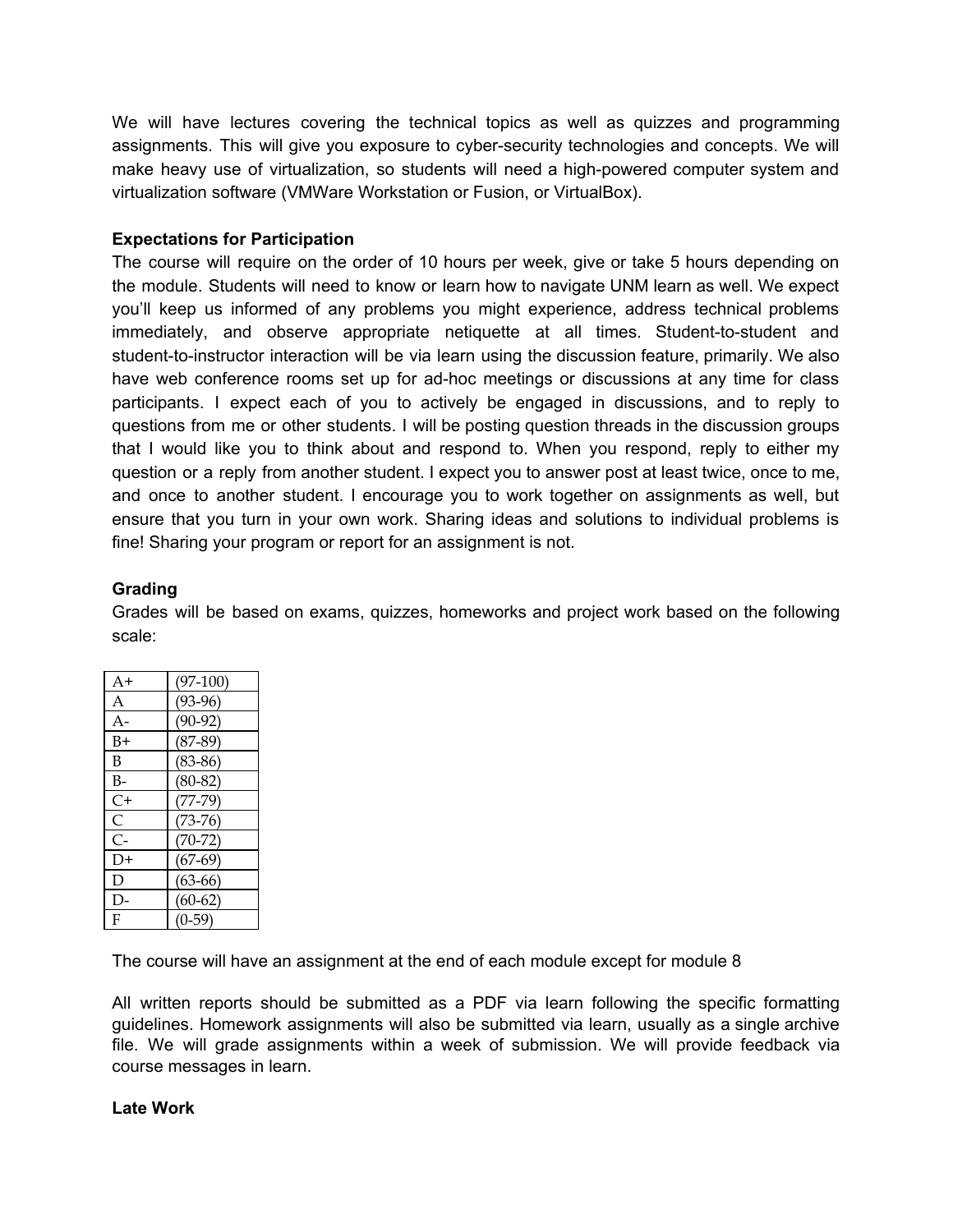We will have lectures covering the technical topics as well as quizzes and programming assignments. This will give you exposure to cyber-security technologies and concepts. We will make heavy use of virtualization, so students will need a high-powered computer system and virtualization software (VMWare Workstation or Fusion, or VirtualBox).

**Expectations for Participation**

The course will require on the order of 10 hours per week, give or take 5 hours depending on the module. Students will need to know or learn how to navigate UNM learn as well. We expect you'll keep us informed of any problems you might experience, address technical problems immediately, and observe appropriate netiquette at all times. Student-to-student and student-to-instructor interaction will be via learn using the discussion feature, primarily. We also have web conference rooms set up for ad-hoc meetings or discussions at any time for class participants. I expect each of you to actively be engaged in discussions, and to reply to questions from me or other students. I will be posting question threads in the discussion groups that I would like you to think about and respond to. When you respond, reply to either my question or a reply from another student. I expect you to answer post at least twice, once to me, and once to another student. I encourage you to work together on assignments as well, but ensure that you turn in your own work. Sharing ideas and solutions to individual problems is fine! Sharing your program or report for an assignment is not.

**Grading**

Grades will be based on exams, quizzes, homeworks and project work based on the following scale:

| Grade | Range |
|---|---|
| A+ | (97-100) |
| A | (93-96) |
| A- | (90-92) |
| B+ | (87-89) |
| B | (83-86) |
| B- | (80-82) |
| C+ | (77-79) |
| C | (73-76) |
| C- | (70-72) |
| D+ | (67-69) |
| D | (63-66) |
| D- | (60-62) |
| F | (0-59) |

The course will have an assignment at the end of each module except for module 8

All written reports should be submitted as a PDF via learn following the specific formatting guidelines. Homework assignments will also be submitted via learn, usually as a single archive file. We will grade assignments within a week of submission. We will provide feedback via course messages in learn.

**Late Work**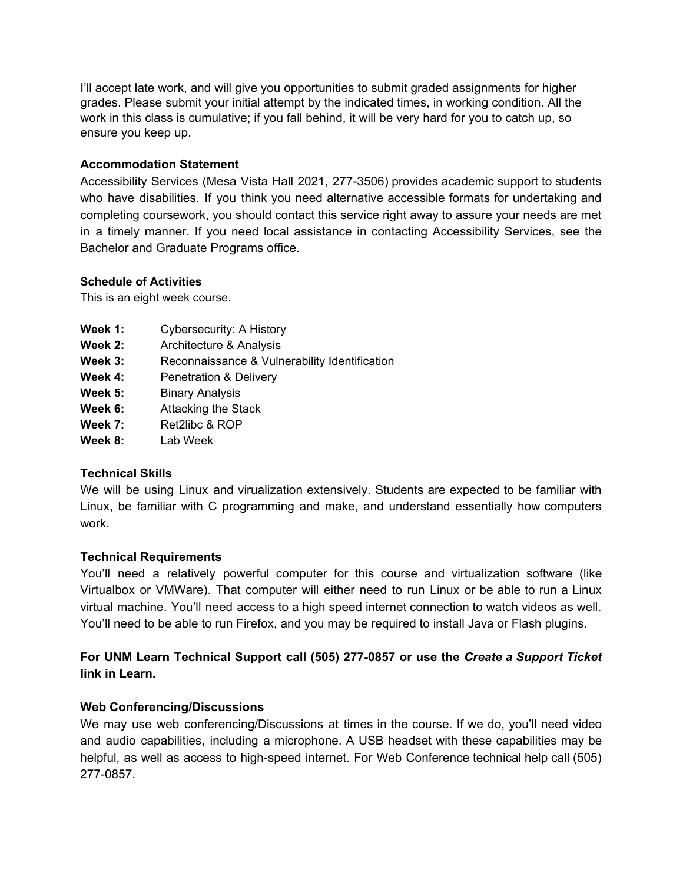I'll accept late work, and will give you opportunities to submit graded assignments for higher grades. Please submit your initial attempt by the indicated times, in working condition. All the work in this class is cumulative; if you fall behind, it will be very hard for you to catch up, so ensure you keep up.

**Accommodation Statement**

Accessibility Services (Mesa Vista Hall 2021, 277-3506) provides academic support to students who have disabilities. If you think you need alternative accessible formats for undertaking and completing coursework, you should contact this service right away to assure your needs are met in a timely manner. If you need local assistance in contacting Accessibility Services, see the Bachelor and Graduate Programs office.

**Schedule of Activities**

This is an eight week course.

**Week 1:** Cybersecurity: A History
**Week 2:** Architecture & Analysis
**Week 3:** Reconnaissance & Vulnerability Identification
**Week 4:** Penetration & Delivery
**Week 5:** Binary Analysis
**Week 6:** Attacking the Stack
**Week 7:** Ret2libc & ROP
**Week 8:** Lab Week

**Technical Skills**

We will be using Linux and virualization extensively. Students are expected to be familiar with Linux, be familiar with C programming and make, and understand essentially how computers work.

**Technical Requirements**

You'll need a relatively powerful computer for this course and virtualization software (like Virtualbox or VMWare). That computer will either need to run Linux or be able to run a Linux virtual machine. You'll need access to a high speed internet connection to watch videos as well. You'll need to be able to run Firefox, and you may be required to install Java or Flash plugins.

**For UNM Learn Technical Support call (505) 277-0857 or use the *Create a Support Ticket* link in Learn.**

**Web Conferencing/Discussions**

We may use web conferencing/Discussions at times in the course. If we do, you'll need video and audio capabilities, including a microphone. A USB headset with these capabilities may be helpful, as well as access to high-speed internet. For Web Conference technical help call (505) 277-0857.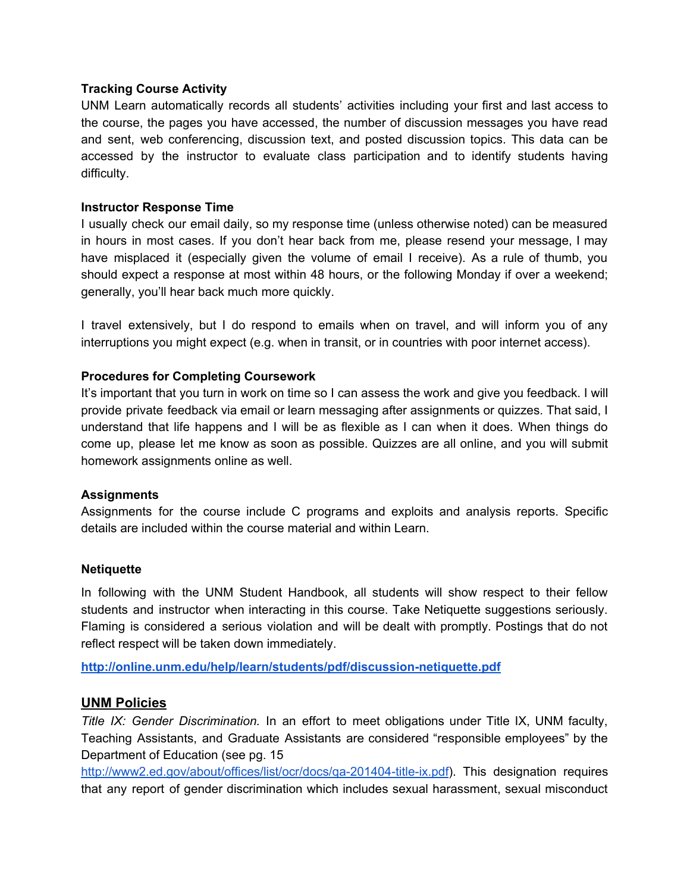**Tracking Course Activity**

UNM Learn automatically records all students' activities including your first and last access to the course, the pages you have accessed, the number of discussion messages you have read and sent, web conferencing, discussion text, and posted discussion topics. This data can be accessed by the instructor to evaluate class participation and to identify students having difficulty.

**Instructor Response Time**

I usually check our email daily, so my response time (unless otherwise noted) can be measured in hours in most cases. If you don't hear back from me, please resend your message, I may have misplaced it (especially given the volume of email I receive). As a rule of thumb, you should expect a response at most within 48 hours, or the following Monday if over a weekend; generally, you'll hear back much more quickly.

I travel extensively, but I do respond to emails when on travel, and will inform you of any interruptions you might expect (e.g. when in transit, or in countries with poor internet access).

**Procedures for Completing Coursework**

It's important that you turn in work on time so I can assess the work and give you feedback. I will provide private feedback via email or learn messaging after assignments or quizzes. That said, I understand that life happens and I will be as flexible as I can when it does. When things do come up, please let me know as soon as possible. Quizzes are all online, and you will submit homework assignments online as well.

**Assignments**

Assignments for the course include C programs and exploits and analysis reports. Specific details are included within the course material and within Learn.

**Netiquette**

In following with the UNM Student Handbook, all students will show respect to their fellow students and instructor when interacting in this course. Take Netiquette suggestions seriously. Flaming is considered a serious violation and will be dealt with promptly. Postings that do not reflect respect will be taken down immediately.

**http://online.unm.edu/help/learn/students/pdf/discussion-netiquette.pdf**

## UNM Policies

*Title IX: Gender Discrimination.* In an effort to meet obligations under Title IX, UNM faculty, Teaching Assistants, and Graduate Assistants are considered "responsible employees" by the Department of Education (see pg. 15 http://www2.ed.gov/about/offices/list/ocr/docs/qa-201404-title-ix.pdf). This designation requires that any report of gender discrimination which includes sexual harassment, sexual misconduct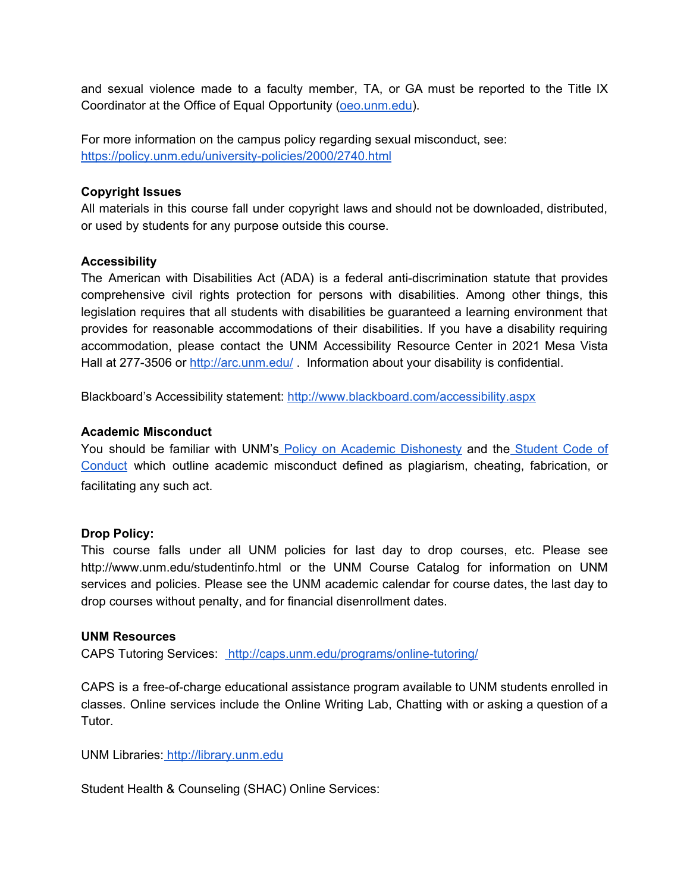and sexual violence made to a faculty member, TA, or GA must be reported to the Title IX Coordinator at the Office of Equal Opportunity ([oeo.unm.edu](http://oeo.unm.edu)).

For more information on the campus policy regarding sexual misconduct, see:
[https://policy.unm.edu/university-policies/2000/2740.html](https://policy.unm.edu/university-policies/2000/2740.html)

**Copyright Issues**
All materials in this course fall under copyright laws and should not be downloaded, distributed, or used by students for any purpose outside this course.

**Accessibility**
The American with Disabilities Act (ADA) is a federal anti-discrimination statute that provides comprehensive civil rights protection for persons with disabilities. Among other things, this legislation requires that all students with disabilities be guaranteed a learning environment that provides for reasonable accommodations of their disabilities. If you have a disability requiring accommodation, please contact the UNM Accessibility Resource Center in 2021 Mesa Vista Hall at 277-3506 or [http://arc.unm.edu/](http://arc.unm.edu/) . Information about your disability is confidential.

Blackboard's Accessibility statement: [http://www.blackboard.com/accessibility.aspx](http://www.blackboard.com/accessibility.aspx)

**Academic Misconduct**
You should be familiar with UNM's Policy on Academic Dishonesty and the Student Code of Conduct which outline academic misconduct defined as plagiarism, cheating, fabrication, or facilitating any such act.

**Drop Policy:**
This course falls under all UNM policies for last day to drop courses, etc. Please see http://www.unm.edu/studentinfo.html or the UNM Course Catalog for information on UNM services and policies. Please see the UNM academic calendar for course dates, the last day to drop courses without penalty, and for financial disenrollment dates.

**UNM Resources**
CAPS Tutoring Services: [http://caps.unm.edu/programs/online-tutoring/](http://caps.unm.edu/programs/online-tutoring/)

CAPS is a free-of-charge educational assistance program available to UNM students enrolled in classes. Online services include the Online Writing Lab, Chatting with or asking a question of a Tutor.

UNM Libraries: [http://library.unm.edu](http://library.unm.edu)

Student Health & Counseling (SHAC) Online Services: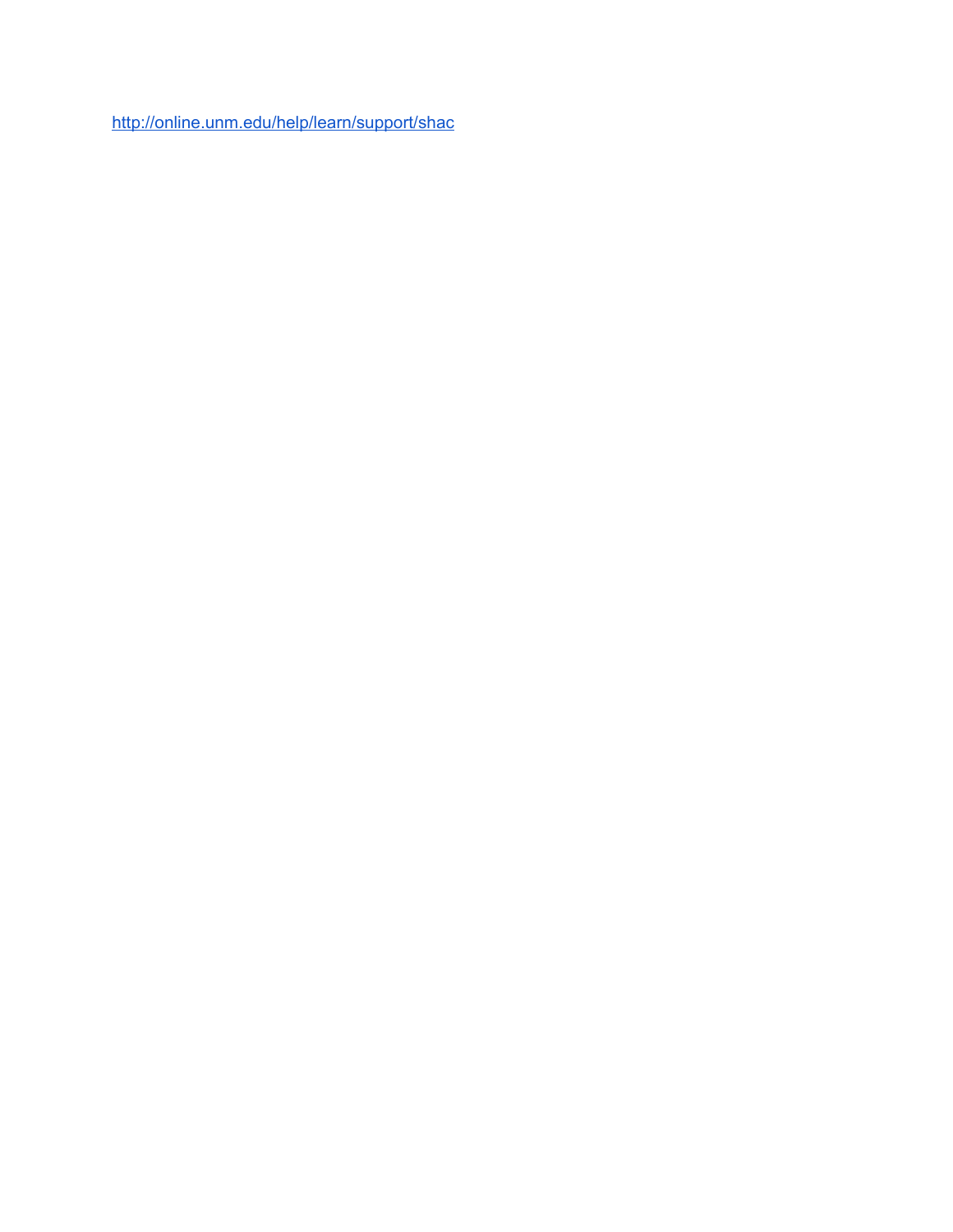http://online.unm.edu/help/learn/support/shac